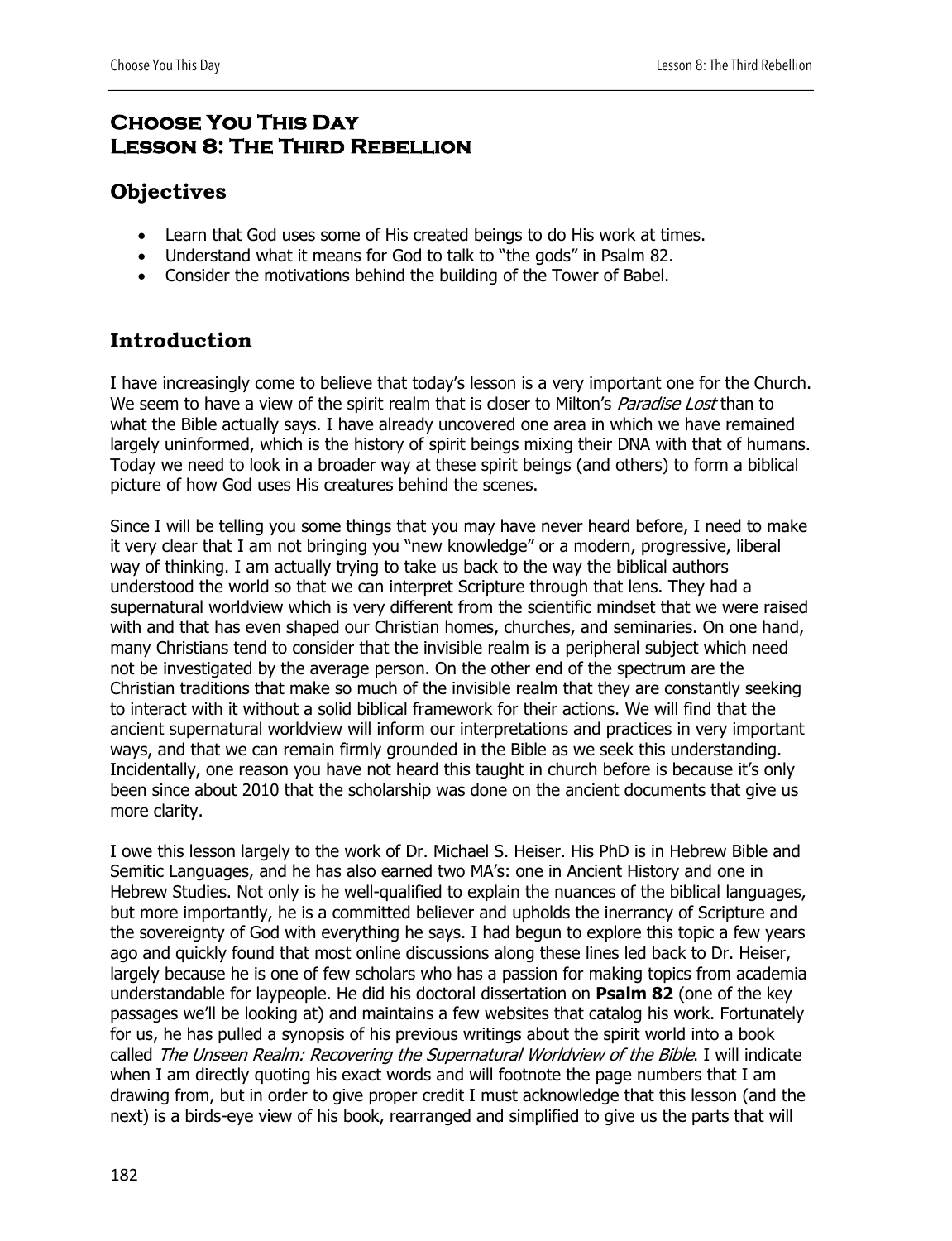# Choose You This Day
# Lesson 8: The Third Rebellion

## Objectives

- Learn that God uses some of His created beings to do His work at times.
- Understand what it means for God to talk to "the gods" in Psalm 82.
- Consider the motivations behind the building of the Tower of Babel.

## Introduction

I have increasingly come to believe that today's lesson is a very important one for the Church. We seem to have a view of the spirit realm that is closer to Milton's *Paradise Lost* than to what the Bible actually says. I have already uncovered one area in which we have remained largely uninformed, which is the history of spirit beings mixing their DNA with that of humans. Today we need to look in a broader way at these spirit beings (and others) to form a biblical picture of how God uses His creatures behind the scenes.

Since I will be telling you some things that you may have never heard before, I need to make it very clear that I am not bringing you "new knowledge" or a modern, progressive, liberal way of thinking. I am actually trying to take us back to the way the biblical authors understood the world so that we can interpret Scripture through that lens. They had a supernatural worldview which is very different from the scientific mindset that we were raised with and that has even shaped our Christian homes, churches, and seminaries. On one hand, many Christians tend to consider that the invisible realm is a peripheral subject which need not be investigated by the average person. On the other end of the spectrum are the Christian traditions that make so much of the invisible realm that they are constantly seeking to interact with it without a solid biblical framework for their actions. We will find that the ancient supernatural worldview will inform our interpretations and practices in very important ways, and that we can remain firmly grounded in the Bible as we seek this understanding. Incidentally, one reason you have not heard this taught in church before is because it's only been since about 2010 that the scholarship was done on the ancient documents that give us more clarity.

I owe this lesson largely to the work of Dr. Michael S. Heiser. His PhD is in Hebrew Bible and Semitic Languages, and he has also earned two MA's: one in Ancient History and one in Hebrew Studies. Not only is he well-qualified to explain the nuances of the biblical languages, but more importantly, he is a committed believer and upholds the inerrancy of Scripture and the sovereignty of God with everything he says. I had begun to explore this topic a few years ago and quickly found that most online discussions along these lines led back to Dr. Heiser, largely because he is one of few scholars who has a passion for making topics from academia understandable for laypeople. He did his doctoral dissertation on **Psalm 82** (one of the key passages we'll be looking at) and maintains a few websites that catalog his work. Fortunately for us, he has pulled a synopsis of his previous writings about the spirit world into a book called *The Unseen Realm: Recovering the Supernatural Worldview of the Bible*. I will indicate when I am directly quoting his exact words and will footnote the page numbers that I am drawing from, but in order to give proper credit I must acknowledge that this lesson (and the next) is a birds-eye view of his book, rearranged and simplified to give us the parts that will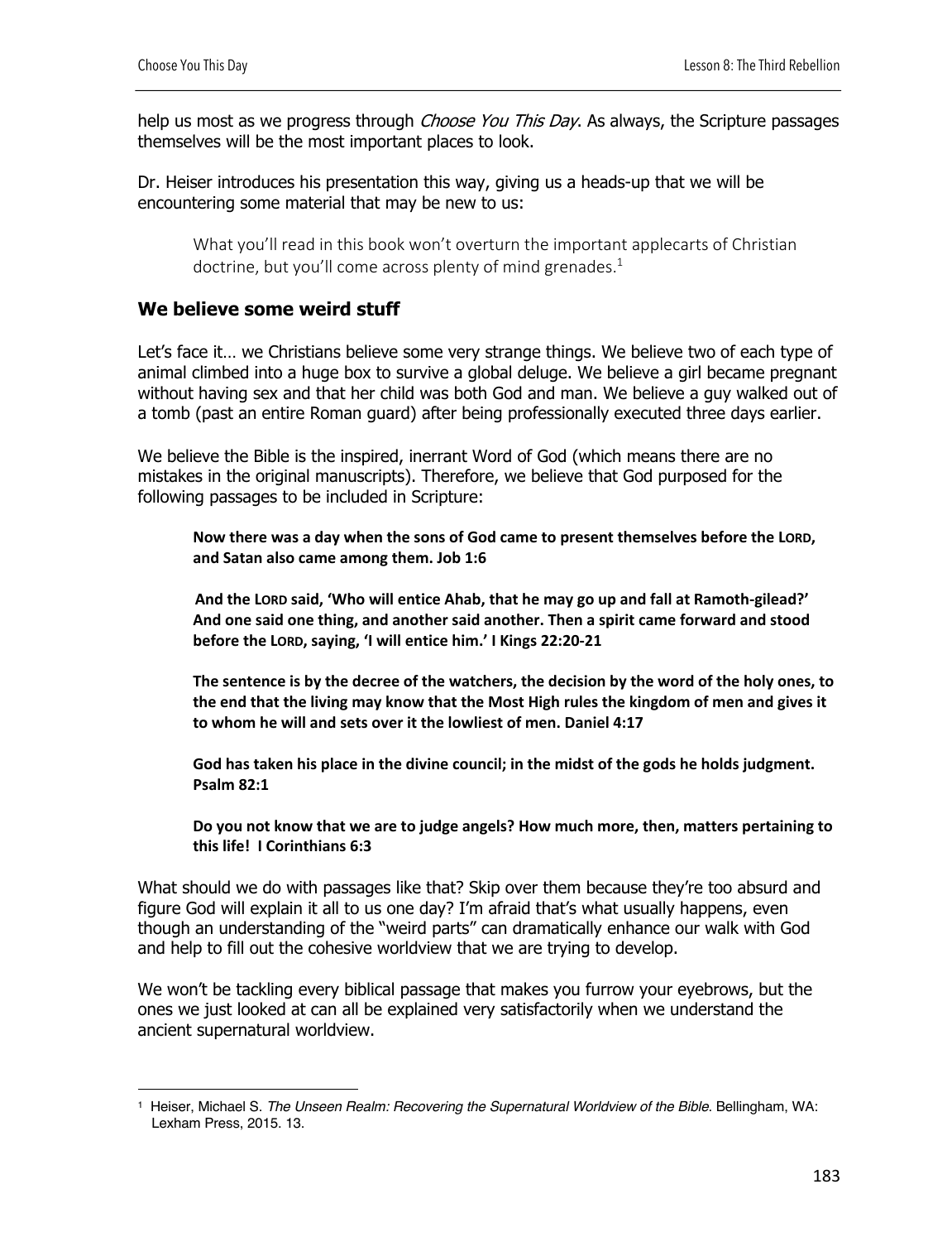help us most as we progress through *Choose You This Day*. As always, the Scripture passages themselves will be the most important places to look.

Dr. Heiser introduces his presentation this way, giving us a heads-up that we will be encountering some material that may be new to us:

> What you'll read in this book won't overturn the important applecarts of Christian doctrine, but you'll come across plenty of mind grenades.[1]

## We believe some weird stuff

Let's face it… we Christians believe some very strange things. We believe two of each type of animal climbed into a huge box to survive a global deluge. We believe a girl became pregnant without having sex and that her child was both God and man. We believe a guy walked out of a tomb (past an entire Roman guard) after being professionally executed three days earlier.

We believe the Bible is the inspired, inerrant Word of God (which means there are no mistakes in the original manuscripts). Therefore, we believe that God purposed for the following passages to be included in Scripture:

> **Now there was a day when the sons of God came to present themselves before the LORD, and Satan also came among them. Job 1:6**
>
> **And the LORD said, 'Who will entice Ahab, that he may go up and fall at Ramoth-gilead?' And one said one thing, and another said another. Then a spirit came forward and stood before the LORD, saying, 'I will entice him.' I Kings 22:20-21**
>
> **The sentence is by the decree of the watchers, the decision by the word of the holy ones, to the end that the living may know that the Most High rules the kingdom of men and gives it to whom he will and sets over it the lowliest of men. Daniel 4:17**
>
> **God has taken his place in the divine council; in the midst of the gods he holds judgment. Psalm 82:1**
>
> **Do you not know that we are to judge angels? How much more, then, matters pertaining to this life! I Corinthians 6:3**

What should we do with passages like that? Skip over them because they're too absurd and figure God will explain it all to us one day? I'm afraid that's what usually happens, even though an understanding of the "weird parts" can dramatically enhance our walk with God and help to fill out the cohesive worldview that we are trying to develop.

We won't be tackling every biblical passage that makes you furrow your eyebrows, but the ones we just looked at can all be explained very satisfactorily when we understand the ancient supernatural worldview.

---

[1] Heiser, Michael S. *The Unseen Realm: Recovering the Supernatural Worldview of the Bible*. Bellingham, WA: Lexham Press, 2015. 13.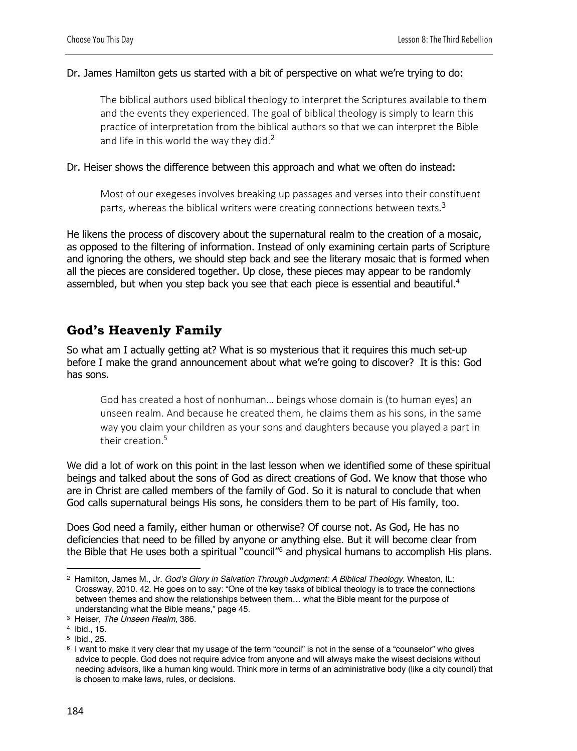Dr. James Hamilton gets us started with a bit of perspective on what we're trying to do:

> The biblical authors used biblical theology to interpret the Scriptures available to them and the events they experienced. The goal of biblical theology is simply to learn this practice of interpretation from the biblical authors so that we can interpret the Bible and life in this world the way they did.[2]

Dr. Heiser shows the difference between this approach and what we often do instead:

> Most of our exegeses involves breaking up passages and verses into their constituent parts, whereas the biblical writers were creating connections between texts.[3]

He likens the process of discovery about the supernatural realm to the creation of a mosaic, as opposed to the filtering of information. Instead of only examining certain parts of Scripture and ignoring the others, we should step back and see the literary mosaic that is formed when all the pieces are considered together. Up close, these pieces may appear to be randomly assembled, but when you step back you see that each piece is essential and beautiful.[4]

## God's Heavenly Family

So what am I actually getting at? What is so mysterious that it requires this much set-up before I make the grand announcement about what we're going to discover? It is this: God has sons.

> God has created a host of nonhuman… beings whose domain is (to human eyes) an unseen realm. And because he created them, he claims them as his sons, in the same way you claim your children as your sons and daughters because you played a part in their creation.[5]

We did a lot of work on this point in the last lesson when we identified some of these spiritual beings and talked about the sons of God as direct creations of God. We know that those who are in Christ are called members of the family of God. So it is natural to conclude that when God calls supernatural beings His sons, he considers them to be part of His family, too.

Does God need a family, either human or otherwise? Of course not. As God, He has no deficiencies that need to be filled by anyone or anything else. But it will become clear from the Bible that He uses both a spiritual "council"[6] and physical humans to accomplish His plans.

---

[2] Hamilton, James M., Jr. *God's Glory in Salvation Through Judgment: A Biblical Theology.* Wheaton, IL: Crossway, 2010. 42. He goes on to say: "One of the key tasks of biblical theology is to trace the connections between themes and show the relationships between them… what the Bible meant for the purpose of understanding what the Bible means," page 45.

[3] Heiser, *The Unseen Realm,* 386.

[4] Ibid., 15.

[5] Ibid., 25.

[6] I want to make it very clear that my usage of the term "council" is not in the sense of a "counselor" who gives advice to people. God does not require advice from anyone and will always make the wisest decisions without needing advisors, like a human king would. Think more in terms of an administrative body (like a city council) that is chosen to make laws, rules, or decisions.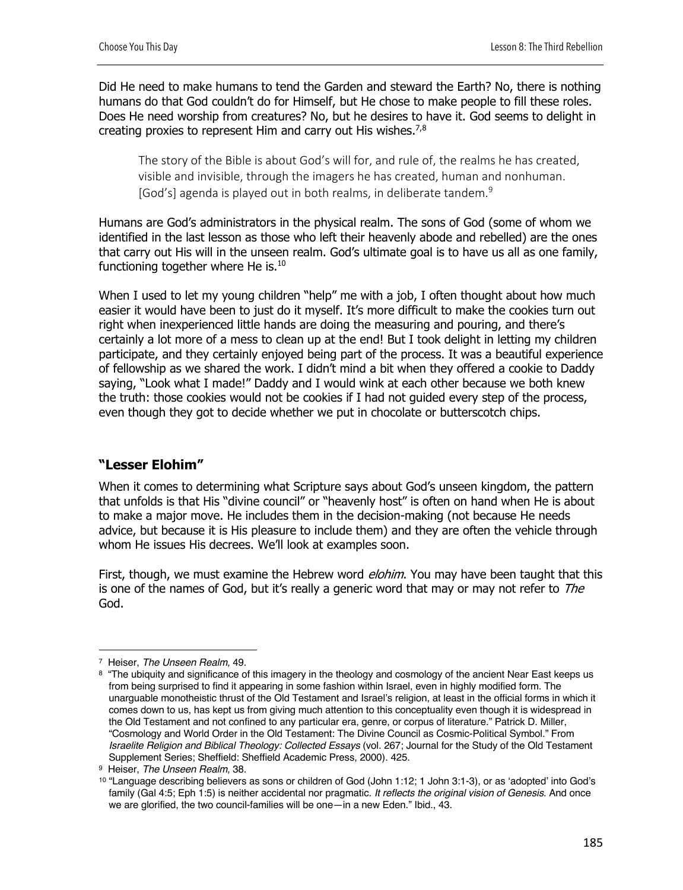Did He need to make humans to tend the Garden and steward the Earth? No, there is nothing humans do that God couldn't do for Himself, but He chose to make people to fill these roles. Does He need worship from creatures? No, but he desires to have it. God seems to delight in creating proxies to represent Him and carry out His wishes.[7,8]

> The story of the Bible is about God's will for, and rule of, the realms he has created, visible and invisible, through the imagers he has created, human and nonhuman. [God's] agenda is played out in both realms, in deliberate tandem.[9]

Humans are God's administrators in the physical realm. The sons of God (some of whom we identified in the last lesson as those who left their heavenly abode and rebelled) are the ones that carry out His will in the unseen realm. God's ultimate goal is to have us all as one family, functioning together where He is.[10]

When I used to let my young children "help" me with a job, I often thought about how much easier it would have been to just do it myself. It's more difficult to make the cookies turn out right when inexperienced little hands are doing the measuring and pouring, and there's certainly a lot more of a mess to clean up at the end! But I took delight in letting my children participate, and they certainly enjoyed being part of the process. It was a beautiful experience of fellowship as we shared the work. I didn't mind a bit when they offered a cookie to Daddy saying, "Look what I made!" Daddy and I would wink at each other because we both knew the truth: those cookies would not be cookies if I had not guided every step of the process, even though they got to decide whether we put in chocolate or butterscotch chips.

## "Lesser Elohim"

When it comes to determining what Scripture says about God's unseen kingdom, the pattern that unfolds is that His "divine council" or "heavenly host" is often on hand when He is about to make a major move. He includes them in the decision-making (not because He needs advice, but because it is His pleasure to include them) and they are often the vehicle through whom He issues His decrees. We'll look at examples soon.

First, though, we must examine the Hebrew word *elohim*. You may have been taught that this is one of the names of God, but it's really a generic word that may or may not refer to *The* God.

---

[7] Heiser, *The Unseen Realm,* 49.

[8] "The ubiquity and significance of this imagery in the theology and cosmology of the ancient Near East keeps us from being surprised to find it appearing in some fashion within Israel, even in highly modified form. The unarguable monotheistic thrust of the Old Testament and Israel's religion, at least in the official forms in which it comes down to us, has kept us from giving much attention to this conceptuality even though it is widespread in the Old Testament and not confined to any particular era, genre, or corpus of literature." Patrick D. Miller, "Cosmology and World Order in the Old Testament: The Divine Council as Cosmic-Political Symbol." From *Israelite Religion and Biblical Theology: Collected Essays* (vol. 267; Journal for the Study of the Old Testament Supplement Series; Sheffield: Sheffield Academic Press, 2000). 425.

[9] Heiser, *The Unseen Realm,* 38.

[10] "Language describing believers as sons or children of God (John 1:12; 1 John 3:1-3), or as 'adopted' into God's family (Gal 4:5; Eph 1:5) is neither accidental nor pragmatic. *It reflects the original vision of Genesis*. And once we are glorified, the two council-families will be one—in a new Eden." Ibid., 43.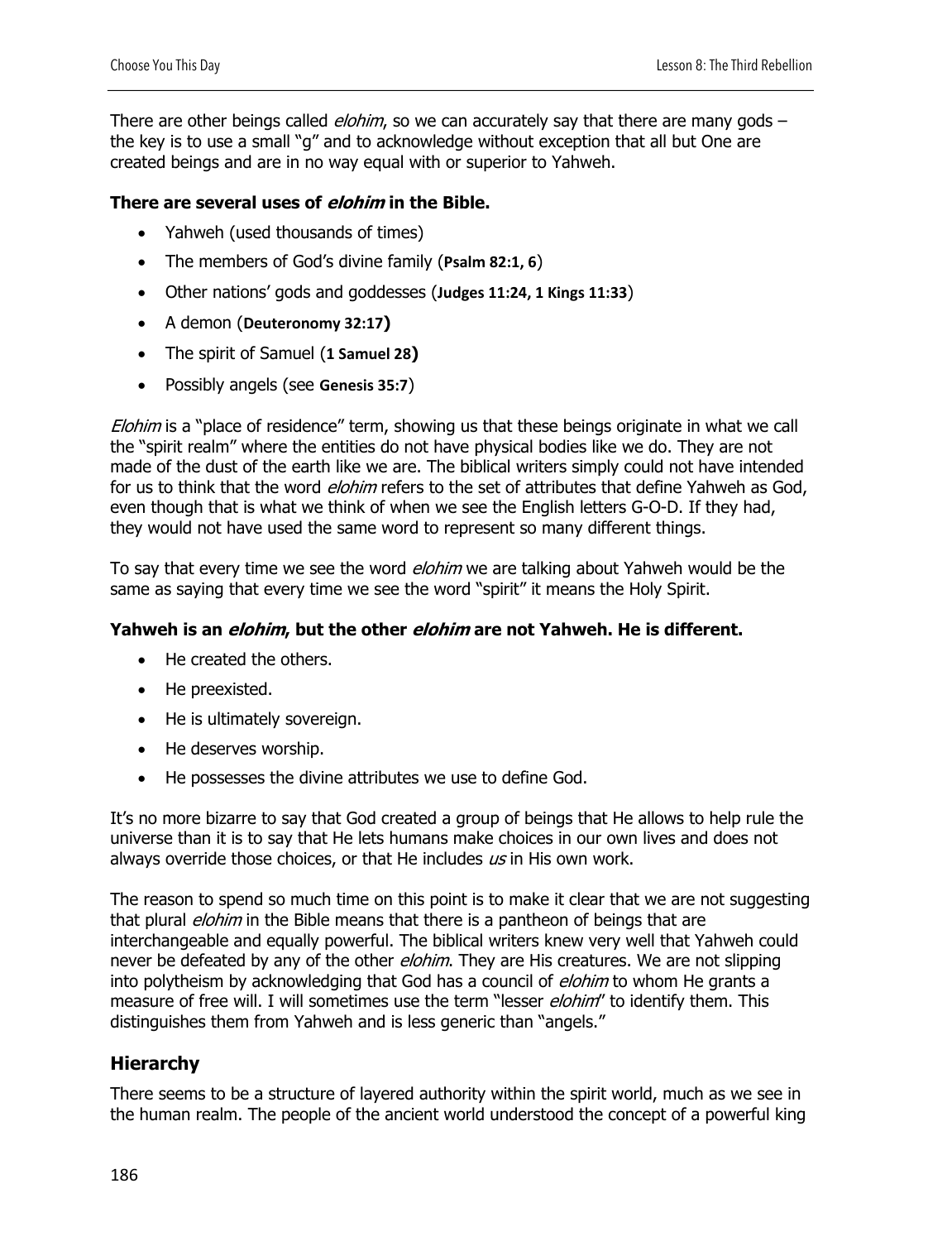There are other beings called *elohim*, so we can accurately say that there are many gods – the key is to use a small "g" and to acknowledge without exception that all but One are created beings and are in no way equal with or superior to Yahweh.

**There are several uses of *elohim* in the Bible.**

- Yahweh (used thousands of times)
- The members of God's divine family (**Psalm 82:1, 6**)
- Other nations' gods and goddesses (**Judges 11:24, 1 Kings 11:33**)
- A demon (**Deuteronomy 32:17)**
- The spirit of Samuel (**1 Samuel 28)**
- Possibly angels (see **Genesis 35:7**)

*Elohim* is a "place of residence" term, showing us that these beings originate in what we call the "spirit realm" where the entities do not have physical bodies like we do. They are not made of the dust of the earth like we are. The biblical writers simply could not have intended for us to think that the word *elohim* refers to the set of attributes that define Yahweh as God, even though that is what we think of when we see the English letters G-O-D. If they had, they would not have used the same word to represent so many different things.

To say that every time we see the word *elohim* we are talking about Yahweh would be the same as saying that every time we see the word "spirit" it means the Holy Spirit.

**Yahweh is an *elohim*, but the other *elohim* are not Yahweh. He is different.**

- He created the others.
- He preexisted.
- He is ultimately sovereign.
- He deserves worship.
- He possesses the divine attributes we use to define God.

It's no more bizarre to say that God created a group of beings that He allows to help rule the universe than it is to say that He lets humans make choices in our own lives and does not always override those choices, or that He includes *us* in His own work.

The reason to spend so much time on this point is to make it clear that we are not suggesting that plural *elohim* in the Bible means that there is a pantheon of beings that are interchangeable and equally powerful. The biblical writers knew very well that Yahweh could never be defeated by any of the other *elohim*. They are His creatures. We are not slipping into polytheism by acknowledging that God has a council of *elohim* to whom He grants a measure of free will. I will sometimes use the term "lesser *elohim*" to identify them. This distinguishes them from Yahweh and is less generic than "angels."

## Hierarchy

There seems to be a structure of layered authority within the spirit world, much as we see in the human realm. The people of the ancient world understood the concept of a powerful king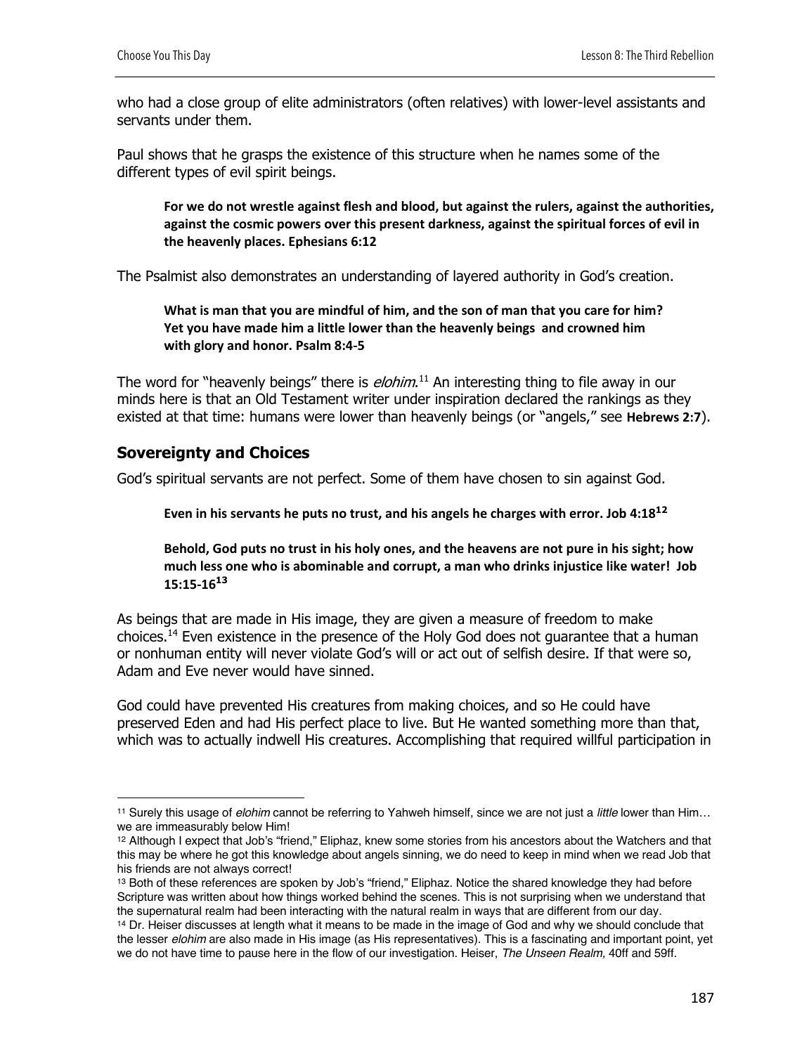who had a close group of elite administrators (often relatives) with lower-level assistants and servants under them.

Paul shows that he grasps the existence of this structure when he names some of the different types of evil spirit beings.

> **For we do not wrestle against flesh and blood, but against the rulers, against the authorities, against the cosmic powers over this present darkness, against the spiritual forces of evil in the heavenly places. Ephesians 6:12**

The Psalmist also demonstrates an understanding of layered authority in God's creation.

> **What is man that you are mindful of him, and the son of man that you care for him? Yet you have made him a little lower than the heavenly beings and crowned him with glory and honor. Psalm 8:4-5**

The word for "heavenly beings" there is *elohim*.[11] An interesting thing to file away in our minds here is that an Old Testament writer under inspiration declared the rankings as they existed at that time: humans were lower than heavenly beings (or "angels," see **Hebrews 2:7**).

## Sovereignty and Choices

God's spiritual servants are not perfect. Some of them have chosen to sin against God.

> **Even in his servants he puts no trust, and his angels he charges with error. Job 4:18[12]**

> **Behold, God puts no trust in his holy ones, and the heavens are not pure in his sight; how much less one who is abominable and corrupt, a man who drinks injustice like water! Job 15:15-16[13]**

As beings that are made in His image, they are given a measure of freedom to make choices.[14] Even existence in the presence of the Holy God does not guarantee that a human or nonhuman entity will never violate God's will or act out of selfish desire. If that were so, Adam and Eve never would have sinned.

God could have prevented His creatures from making choices, and so He could have preserved Eden and had His perfect place to live. But He wanted something more than that, which was to actually indwell His creatures. Accomplishing that required willful participation in

---

[11] Surely this usage of *elohim* cannot be referring to Yahweh himself, since we are not just a *little* lower than Him… we are immeasurably below Him!

[12] Although I expect that Job's "friend," Eliphaz, knew some stories from his ancestors about the Watchers and that this may be where he got this knowledge about angels sinning, we do need to keep in mind when we read Job that his friends are not always correct!

[13] Both of these references are spoken by Job's "friend," Eliphaz. Notice the shared knowledge they had before Scripture was written about how things worked behind the scenes. This is not surprising when we understand that the supernatural realm had been interacting with the natural realm in ways that are different from our day.

[14] Dr. Heiser discusses at length what it means to be made in the image of God and why we should conclude that the lesser *elohim* are also made in His image (as His representatives). This is a fascinating and important point, yet we do not have time to pause here in the flow of our investigation. Heiser, *The Unseen Realm,* 40ff and 59ff.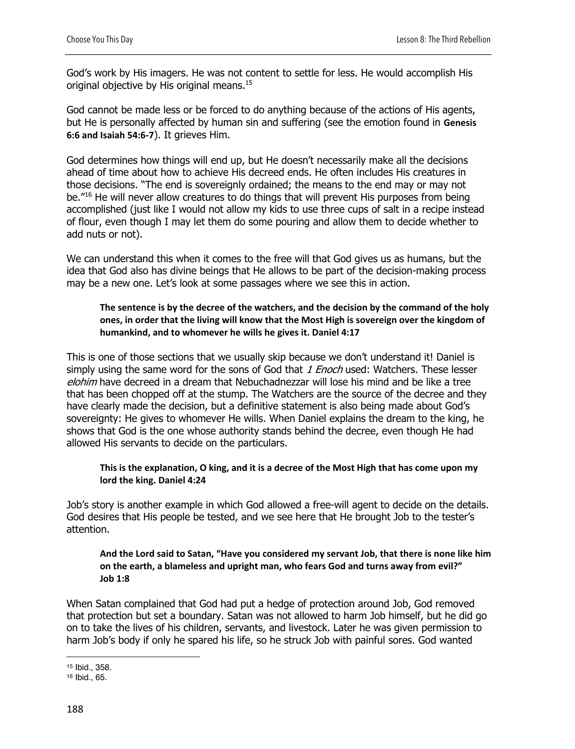God's work by His imagers. He was not content to settle for less. He would accomplish His original objective by His original means.[15]

God cannot be made less or be forced to do anything because of the actions of His agents, but He is personally affected by human sin and suffering (see the emotion found in **Genesis 6:6 and Isaiah 54:6-7**). It grieves Him.

God determines how things will end up, but He doesn't necessarily make all the decisions ahead of time about how to achieve His decreed ends. He often includes His creatures in those decisions. "The end is sovereignly ordained; the means to the end may or may not be."[16] He will never allow creatures to do things that will prevent His purposes from being accomplished (just like I would not allow my kids to use three cups of salt in a recipe instead of flour, even though I may let them do some pouring and allow them to decide whether to add nuts or not).

We can understand this when it comes to the free will that God gives us as humans, but the idea that God also has divine beings that He allows to be part of the decision-making process may be a new one. Let's look at some passages where we see this in action.

> **The sentence is by the decree of the watchers, and the decision by the command of the holy ones, in order that the living will know that the Most High is sovereign over the kingdom of humankind, and to whomever he wills he gives it. Daniel 4:17**

This is one of those sections that we usually skip because we don't understand it! Daniel is simply using the same word for the sons of God that *1 Enoch* used: Watchers. These lesser *elohim* have decreed in a dream that Nebuchadnezzar will lose his mind and be like a tree that has been chopped off at the stump. The Watchers are the source of the decree and they have clearly made the decision, but a definitive statement is also being made about God's sovereignty: He gives to whomever He wills. When Daniel explains the dream to the king, he shows that God is the one whose authority stands behind the decree, even though He had allowed His servants to decide on the particulars.

> **This is the explanation, O king, and it is a decree of the Most High that has come upon my lord the king. Daniel 4:24**

Job's story is another example in which God allowed a free-will agent to decide on the details. God desires that His people be tested, and we see here that He brought Job to the tester's attention.

> **And the Lord said to Satan, "Have you considered my servant Job, that there is none like him on the earth, a blameless and upright man, who fears God and turns away from evil?" Job 1:8**

When Satan complained that God had put a hedge of protection around Job, God removed that protection but set a boundary. Satan was not allowed to harm Job himself, but he did go on to take the lives of his children, servants, and livestock. Later he was given permission to harm Job's body if only he spared his life, so he struck Job with painful sores. God wanted

---

[15] Ibid., 358.

[16] Ibid., 65.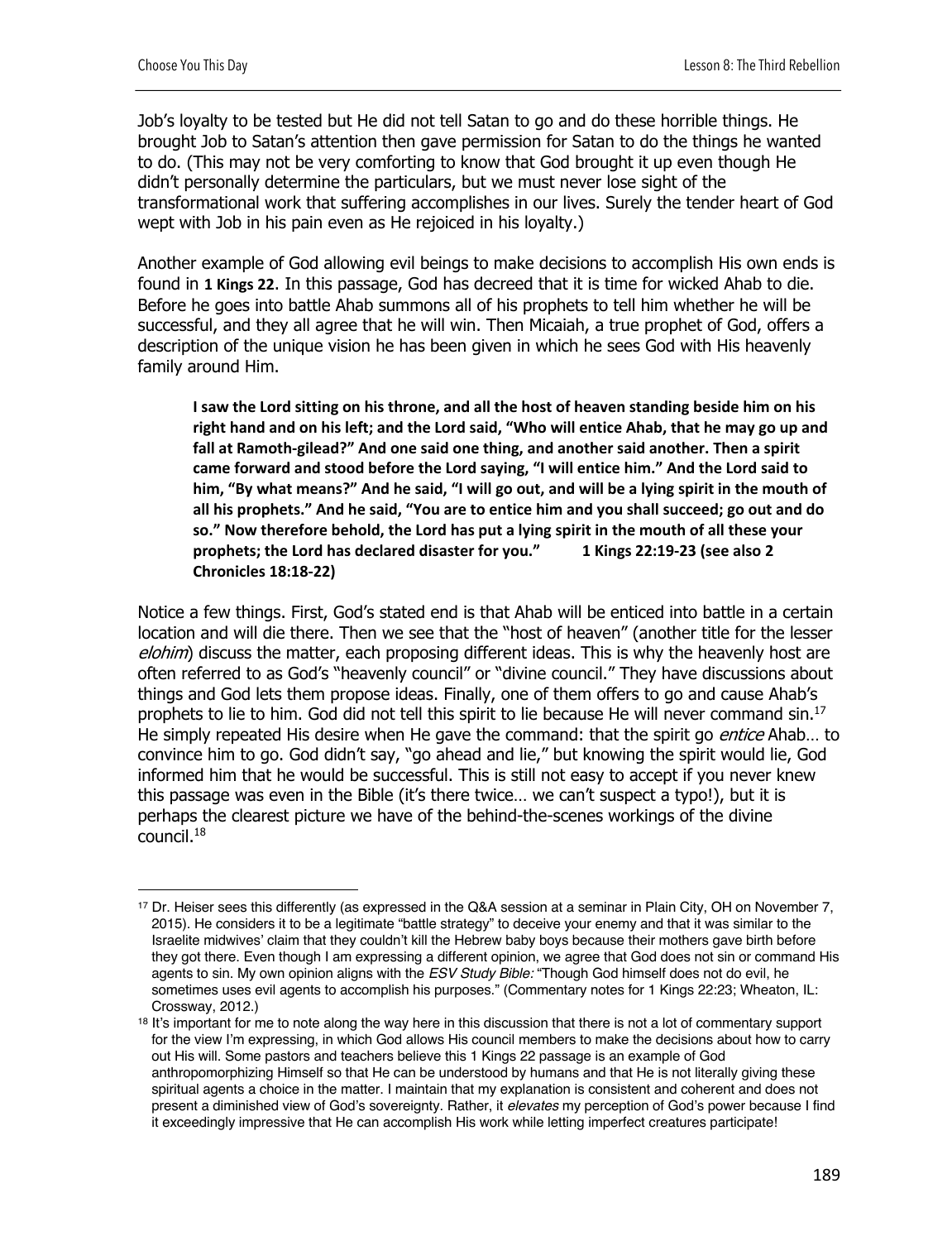Job's loyalty to be tested but He did not tell Satan to go and do these horrible things. He brought Job to Satan's attention then gave permission for Satan to do the things he wanted to do. (This may not be very comforting to know that God brought it up even though He didn't personally determine the particulars, but we must never lose sight of the transformational work that suffering accomplishes in our lives. Surely the tender heart of God wept with Job in his pain even as He rejoiced in his loyalty.)

Another example of God allowing evil beings to make decisions to accomplish His own ends is found in **1 Kings 22**. In this passage, God has decreed that it is time for wicked Ahab to die. Before he goes into battle Ahab summons all of his prophets to tell him whether he will be successful, and they all agree that he will win. Then Micaiah, a true prophet of God, offers a description of the unique vision he has been given in which he sees God with His heavenly family around Him.

> **I saw the Lord sitting on his throne, and all the host of heaven standing beside him on his right hand and on his left; and the Lord said, "Who will entice Ahab, that he may go up and fall at Ramoth-gilead?" And one said one thing, and another said another. Then a spirit came forward and stood before the Lord saying, "I will entice him." And the Lord said to him, "By what means?" And he said, "I will go out, and will be a lying spirit in the mouth of all his prophets." And he said, "You are to entice him and you shall succeed; go out and do so." Now therefore behold, the Lord has put a lying spirit in the mouth of all these your prophets; the Lord has declared disaster for you." 1 Kings 22:19-23 (see also 2 Chronicles 18:18-22)**

Notice a few things. First, God's stated end is that Ahab will be enticed into battle in a certain location and will die there. Then we see that the "host of heaven" (another title for the lesser *elohim*) discuss the matter, each proposing different ideas. This is why the heavenly host are often referred to as God's "heavenly council" or "divine council." They have discussions about things and God lets them propose ideas. Finally, one of them offers to go and cause Ahab's prophets to lie to him. God did not tell this spirit to lie because He will never command sin.[17] He simply repeated His desire when He gave the command: that the spirit go *entice* Ahab… to convince him to go. God didn't say, "go ahead and lie," but knowing the spirit would lie, God informed him that he would be successful. This is still not easy to accept if you never knew this passage was even in the Bible (it's there twice… we can't suspect a typo!), but it is perhaps the clearest picture we have of the behind-the-scenes workings of the divine council.[18]

---

[17] Dr. Heiser sees this differently (as expressed in the Q&A session at a seminar in Plain City, OH on November 7, 2015). He considers it to be a legitimate "battle strategy" to deceive your enemy and that it was similar to the Israelite midwives' claim that they couldn't kill the Hebrew baby boys because their mothers gave birth before they got there. Even though I am expressing a different opinion, we agree that God does not sin or command His agents to sin. My own opinion aligns with the *ESV Study Bible:* "Though God himself does not do evil, he sometimes uses evil agents to accomplish his purposes." (Commentary notes for 1 Kings 22:23; Wheaton, IL: Crossway, 2012.)

[18] It's important for me to note along the way here in this discussion that there is not a lot of commentary support for the view I'm expressing, in which God allows His council members to make the decisions about how to carry out His will. Some pastors and teachers believe this 1 Kings 22 passage is an example of God anthropomorphizing Himself so that He can be understood by humans and that He is not literally giving these spiritual agents a choice in the matter. I maintain that my explanation is consistent and coherent and does not present a diminished view of God's sovereignty. Rather, it *elevates* my perception of God's power because I find it exceedingly impressive that He can accomplish His work while letting imperfect creatures participate!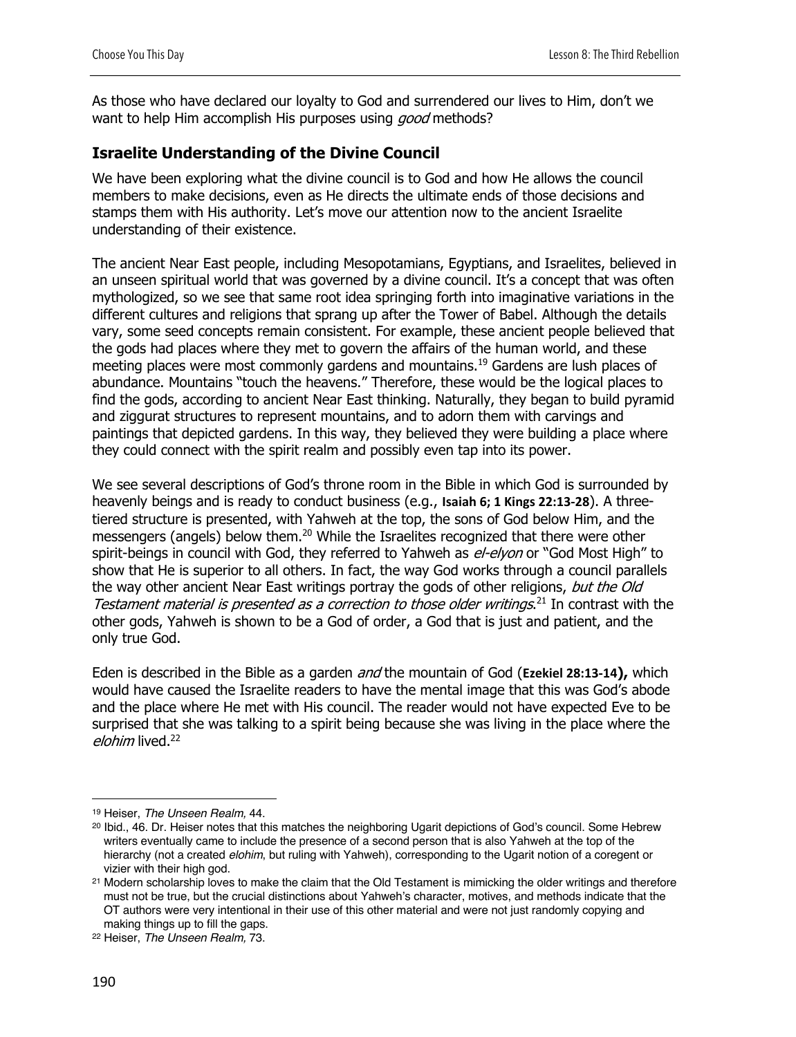As those who have declared our loyalty to God and surrendered our lives to Him, don't we want to help Him accomplish His purposes using *good* methods?

### Israelite Understanding of the Divine Council

We have been exploring what the divine council is to God and how He allows the council members to make decisions, even as He directs the ultimate ends of those decisions and stamps them with His authority. Let's move our attention now to the ancient Israelite understanding of their existence.

The ancient Near East people, including Mesopotamians, Egyptians, and Israelites, believed in an unseen spiritual world that was governed by a divine council. It's a concept that was often mythologized, so we see that same root idea springing forth into imaginative variations in the different cultures and religions that sprang up after the Tower of Babel. Although the details vary, some seed concepts remain consistent. For example, these ancient people believed that the gods had places where they met to govern the affairs of the human world, and these meeting places were most commonly gardens and mountains.[19] Gardens are lush places of abundance. Mountains "touch the heavens." Therefore, these would be the logical places to find the gods, according to ancient Near East thinking. Naturally, they began to build pyramid and ziggurat structures to represent mountains, and to adorn them with carvings and paintings that depicted gardens. In this way, they believed they were building a place where they could connect with the spirit realm and possibly even tap into its power.

We see several descriptions of God's throne room in the Bible in which God is surrounded by heavenly beings and is ready to conduct business (e.g., **Isaiah 6; 1 Kings 22:13-28**). A three-tiered structure is presented, with Yahweh at the top, the sons of God below Him, and the messengers (angels) below them.[20] While the Israelites recognized that there were other spirit-beings in council with God, they referred to Yahweh as *el-elyon* or "God Most High" to show that He is superior to all others. In fact, the way God works through a council parallels the way other ancient Near East writings portray the gods of other religions, *but the Old Testament material is presented as a correction to those older writings*.[21] In contrast with the other gods, Yahweh is shown to be a God of order, a God that is just and patient, and the only true God.

Eden is described in the Bible as a garden *and* the mountain of God (**Ezekiel 28:13-14**), which would have caused the Israelite readers to have the mental image that this was God's abode and the place where He met with His council. The reader would not have expected Eve to be surprised that she was talking to a spirit being because she was living in the place where the *elohim* lived.[22]

---

[19] Heiser, *The Unseen Realm,* 44.

[20] Ibid., 46. Dr. Heiser notes that this matches the neighboring Ugarit depictions of God's council. Some Hebrew writers eventually came to include the presence of a second person that is also Yahweh at the top of the hierarchy (not a created *elohim*, but ruling with Yahweh), corresponding to the Ugarit notion of a coregent or vizier with their high god.

[21] Modern scholarship loves to make the claim that the Old Testament is mimicking the older writings and therefore must not be true, but the crucial distinctions about Yahweh's character, motives, and methods indicate that the OT authors were very intentional in their use of this other material and were not just randomly copying and making things up to fill the gaps.

[22] Heiser, *The Unseen Realm,* 73.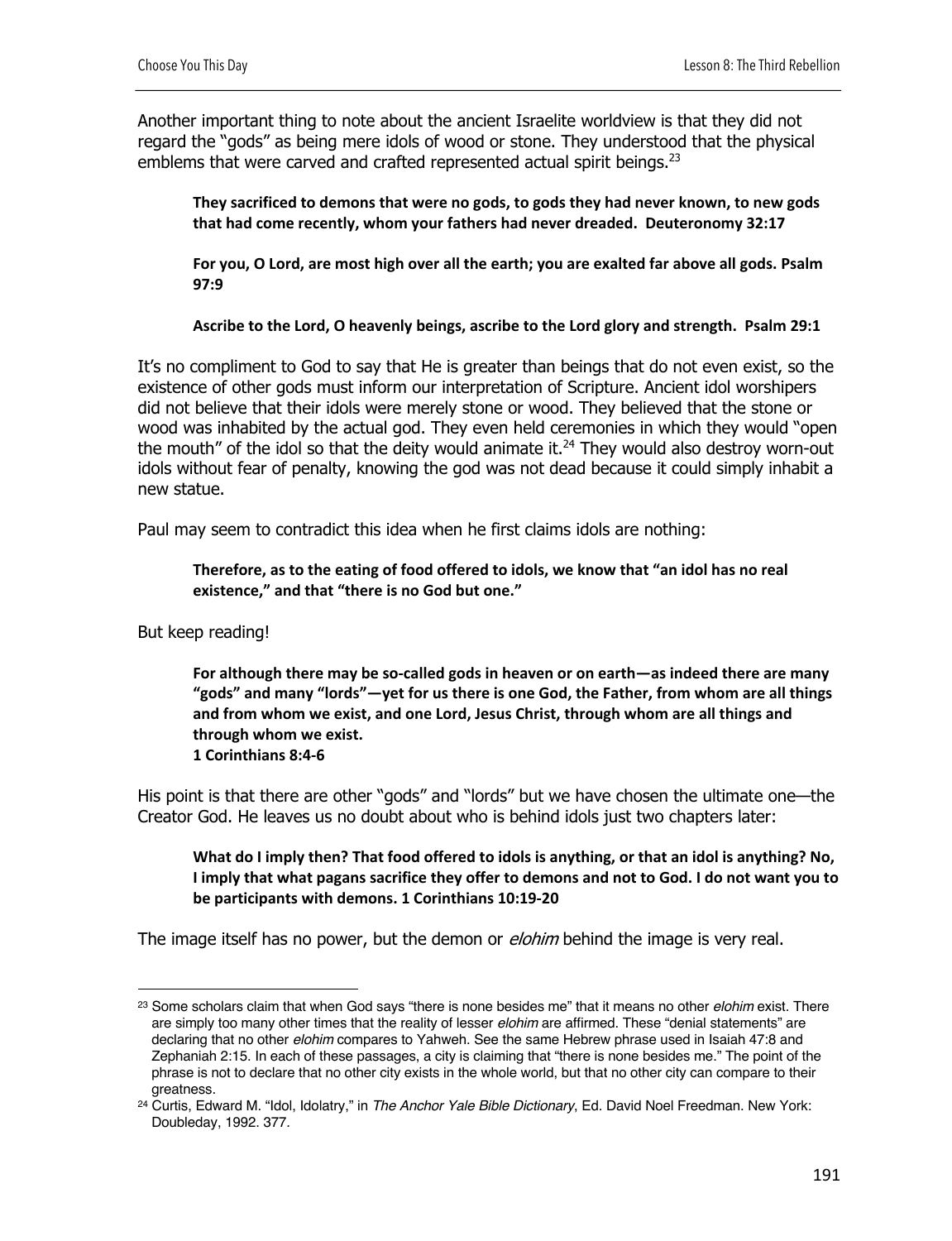Another important thing to note about the ancient Israelite worldview is that they did not regard the "gods" as being mere idols of wood or stone. They understood that the physical emblems that were carved and crafted represented actual spirit beings.[23]

> **They sacrificed to demons that were no gods, to gods they had never known, to new gods that had come recently, whom your fathers had never dreaded. Deuteronomy 32:17**
>
> **For you, O Lord, are most high over all the earth; you are exalted far above all gods. Psalm 97:9**
>
> **Ascribe to the Lord, O heavenly beings, ascribe to the Lord glory and strength. Psalm 29:1**

It's no compliment to God to say that He is greater than beings that do not even exist, so the existence of other gods must inform our interpretation of Scripture. Ancient idol worshipers did not believe that their idols were merely stone or wood. They believed that the stone or wood was inhabited by the actual god. They even held ceremonies in which they would "open the mouth" of the idol so that the deity would animate it.[24] They would also destroy worn-out idols without fear of penalty, knowing the god was not dead because it could simply inhabit a new statue.

Paul may seem to contradict this idea when he first claims idols are nothing:

> **Therefore, as to the eating of food offered to idols, we know that "an idol has no real existence," and that "there is no God but one."**

But keep reading!

> **For although there may be so-called gods in heaven or on earth—as indeed there are many "gods" and many "lords"—yet for us there is one God, the Father, from whom are all things and from whom we exist, and one Lord, Jesus Christ, through whom are all things and through whom we exist.**
> **1 Corinthians 8:4-6**

His point is that there are other "gods" and "lords" but we have chosen the ultimate one—the Creator God. He leaves us no doubt about who is behind idols just two chapters later:

> **What do I imply then? That food offered to idols is anything, or that an idol is anything? No, I imply that what pagans sacrifice they offer to demons and not to God. I do not want you to be participants with demons. 1 Corinthians 10:19-20**

The image itself has no power, but the demon or *elohim* behind the image is very real.

---

[23] Some scholars claim that when God says "there is none besides me" that it means no other *elohim* exist. There are simply too many other times that the reality of lesser *elohim* are affirmed. These "denial statements" are declaring that no other *elohim* compares to Yahweh. See the same Hebrew phrase used in Isaiah 47:8 and Zephaniah 2:15. In each of these passages, a city is claiming that "there is none besides me." The point of the phrase is not to declare that no other city exists in the whole world, but that no other city can compare to their greatness.

[24] Curtis, Edward M. "Idol, Idolatry," in *The Anchor Yale Bible Dictionary*, Ed. David Noel Freedman. New York: Doubleday, 1992. 377.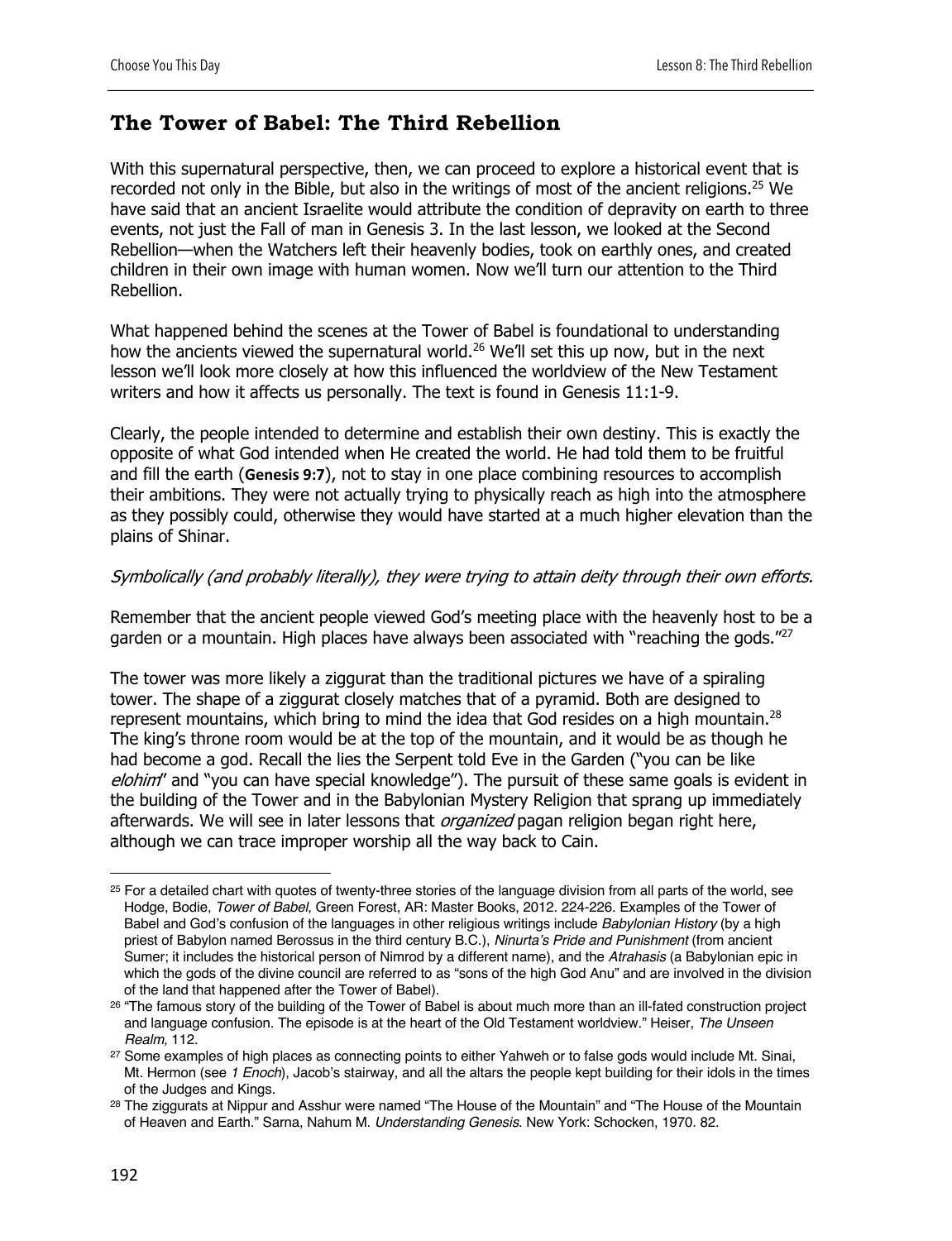## The Tower of Babel: The Third Rebellion

With this supernatural perspective, then, we can proceed to explore a historical event that is recorded not only in the Bible, but also in the writings of most of the ancient religions.[25] We have said that an ancient Israelite would attribute the condition of depravity on earth to three events, not just the Fall of man in Genesis 3. In the last lesson, we looked at the Second Rebellion—when the Watchers left their heavenly bodies, took on earthly ones, and created children in their own image with human women. Now we'll turn our attention to the Third Rebellion.

What happened behind the scenes at the Tower of Babel is foundational to understanding how the ancients viewed the supernatural world.[26] We'll set this up now, but in the next lesson we'll look more closely at how this influenced the worldview of the New Testament writers and how it affects us personally. The text is found in Genesis 11:1-9.

Clearly, the people intended to determine and establish their own destiny. This is exactly the opposite of what God intended when He created the world. He had told them to be fruitful and fill the earth (**Genesis 9:7**), not to stay in one place combining resources to accomplish their ambitions. They were not actually trying to physically reach as high into the atmosphere as they possibly could, otherwise they would have started at a much higher elevation than the plains of Shinar.

*Symbolically (and probably literally), they were trying to attain deity through their own efforts.*

Remember that the ancient people viewed God's meeting place with the heavenly host to be a garden or a mountain. High places have always been associated with "reaching the gods."[27]

The tower was more likely a ziggurat than the traditional pictures we have of a spiraling tower. The shape of a ziggurat closely matches that of a pyramid. Both are designed to represent mountains, which bring to mind the idea that God resides on a high mountain.[28] The king's throne room would be at the top of the mountain, and it would be as though he had become a god. Recall the lies the Serpent told Eve in the Garden ("you can be like *elohim*" and "you can have special knowledge"). The pursuit of these same goals is evident in the building of the Tower and in the Babylonian Mystery Religion that sprang up immediately afterwards. We will see in later lessons that *organized* pagan religion began right here, although we can trace improper worship all the way back to Cain.

---

[25] For a detailed chart with quotes of twenty-three stories of the language division from all parts of the world, see Hodge, Bodie, *Tower of Babel*, Green Forest, AR: Master Books, 2012. 224-226. Examples of the Tower of Babel and God's confusion of the languages in other religious writings include *Babylonian History* (by a high priest of Babylon named Berossus in the third century B.C.), *Ninurta's Pride and Punishment* (from ancient Sumer; it includes the historical person of Nimrod by a different name), and the *Atrahasis* (a Babylonian epic in which the gods of the divine council are referred to as "sons of the high God Anu" and are involved in the division of the land that happened after the Tower of Babel).

[26] "The famous story of the building of the Tower of Babel is about much more than an ill-fated construction project and language confusion. The episode is at the heart of the Old Testament worldview." Heiser, *The Unseen Realm,* 112.

[27] Some examples of high places as connecting points to either Yahweh or to false gods would include Mt. Sinai, Mt. Hermon (see *1 Enoch*), Jacob's stairway, and all the altars the people kept building for their idols in the times of the Judges and Kings.

[28] The ziggurats at Nippur and Asshur were named "The House of the Mountain" and "The House of the Mountain of Heaven and Earth." Sarna, Nahum M. *Understanding Genesis.* New York: Schocken, 1970. 82.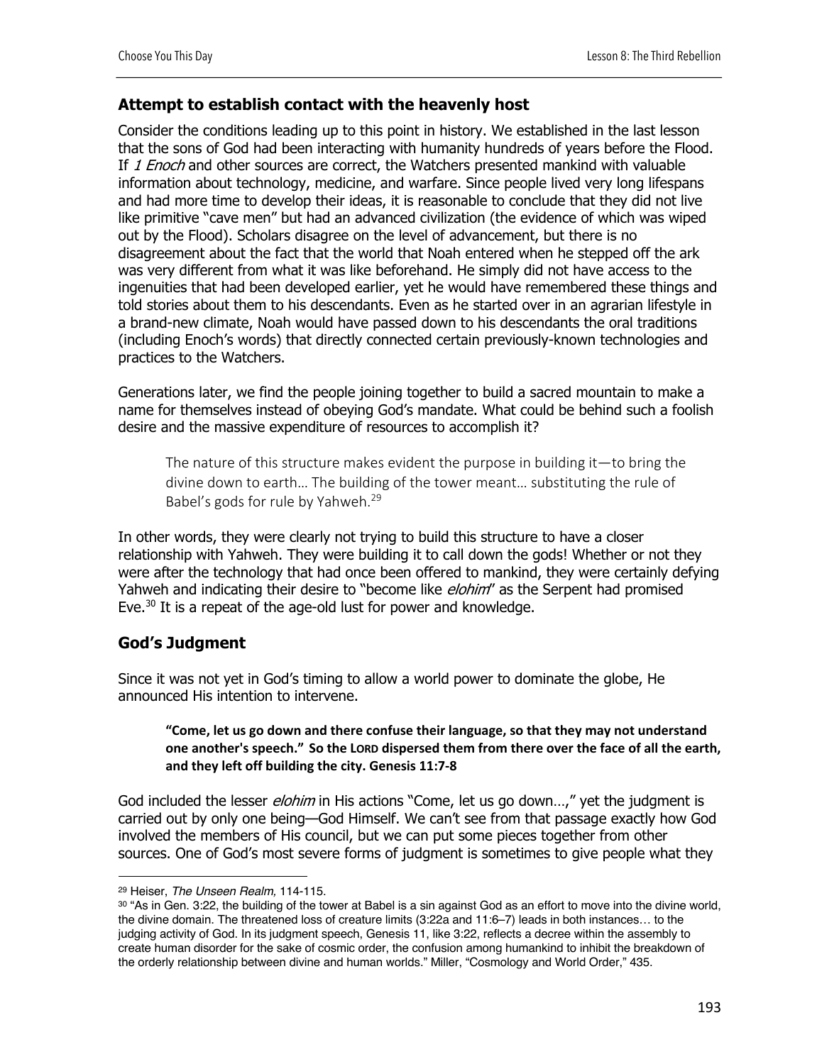## Attempt to establish contact with the heavenly host

Consider the conditions leading up to this point in history. We established in the last lesson that the sons of God had been interacting with humanity hundreds of years before the Flood. If *1 Enoch* and other sources are correct, the Watchers presented mankind with valuable information about technology, medicine, and warfare. Since people lived very long lifespans and had more time to develop their ideas, it is reasonable to conclude that they did not live like primitive "cave men" but had an advanced civilization (the evidence of which was wiped out by the Flood). Scholars disagree on the level of advancement, but there is no disagreement about the fact that the world that Noah entered when he stepped off the ark was very different from what it was like beforehand. He simply did not have access to the ingenuities that had been developed earlier, yet he would have remembered these things and told stories about them to his descendants. Even as he started over in an agrarian lifestyle in a brand-new climate, Noah would have passed down to his descendants the oral traditions (including Enoch's words) that directly connected certain previously-known technologies and practices to the Watchers.

Generations later, we find the people joining together to build a sacred mountain to make a name for themselves instead of obeying God's mandate. What could be behind such a foolish desire and the massive expenditure of resources to accomplish it?

> The nature of this structure makes evident the purpose in building it—to bring the divine down to earth… The building of the tower meant… substituting the rule of Babel's gods for rule by Yahweh.[29]

In other words, they were clearly not trying to build this structure to have a closer relationship with Yahweh. They were building it to call down the gods! Whether or not they were after the technology that had once been offered to mankind, they were certainly defying Yahweh and indicating their desire to "become like *elohim*" as the Serpent had promised Eve.[30] It is a repeat of the age-old lust for power and knowledge.

## God's Judgment

Since it was not yet in God's timing to allow a world power to dominate the globe, He announced His intention to intervene.

> **"Come, let us go down and there confuse their language, so that they may not understand one another's speech." So the LORD dispersed them from there over the face of all the earth, and they left off building the city. Genesis 11:7-8**

God included the lesser *elohim* in His actions "Come, let us go down…," yet the judgment is carried out by only one being—God Himself. We can't see from that passage exactly how God involved the members of His council, but we can put some pieces together from other sources. One of God's most severe forms of judgment is sometimes to give people what they

---

[29] Heiser, *The Unseen Realm,* 114-115.

[30] "As in Gen. 3:22, the building of the tower at Babel is a sin against God as an effort to move into the divine world, the divine domain. The threatened loss of creature limits (3:22a and 11:6–7) leads in both instances… to the judging activity of God. In its judgment speech, Genesis 11, like 3:22, reflects a decree within the assembly to create human disorder for the sake of cosmic order, the confusion among humankind to inhibit the breakdown of the orderly relationship between divine and human worlds." Miller, "Cosmology and World Order," 435.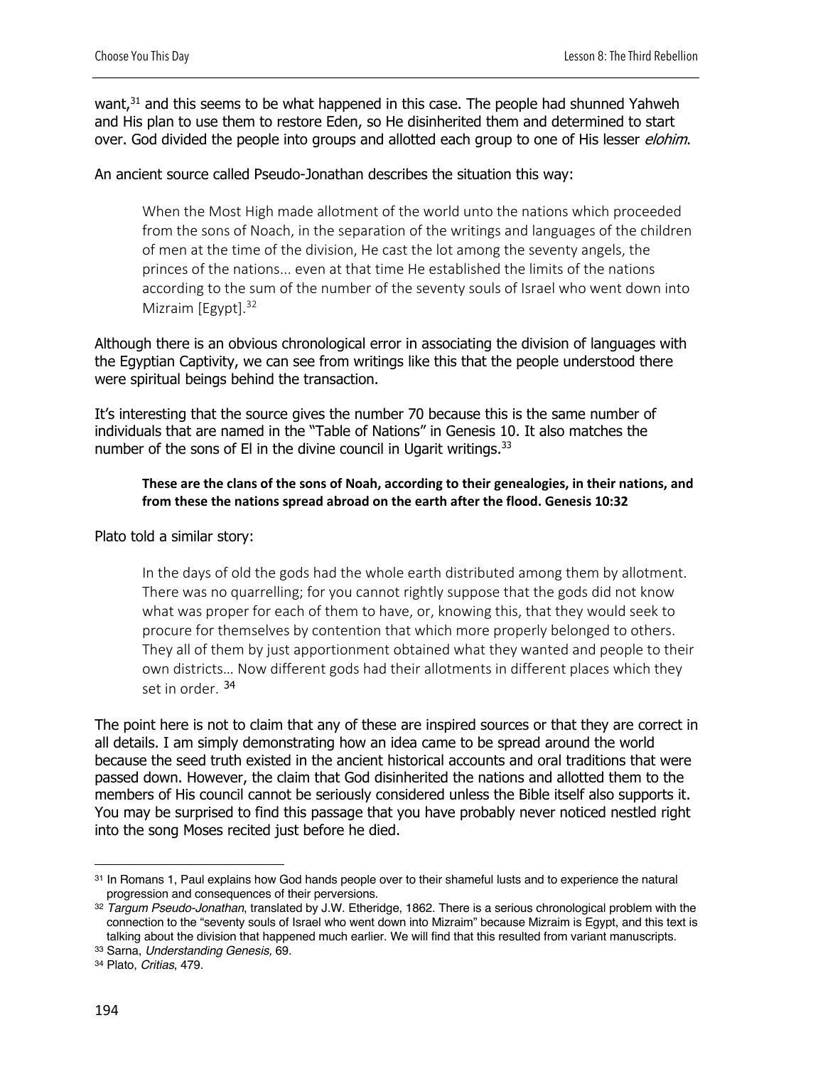want,[31] and this seems to be what happened in this case. The people had shunned Yahweh and His plan to use them to restore Eden, so He disinherited them and determined to start over. God divided the people into groups and allotted each group to one of His lesser *elohim*.

An ancient source called Pseudo-Jonathan describes the situation this way:

> When the Most High made allotment of the world unto the nations which proceeded from the sons of Noach, in the separation of the writings and languages of the children of men at the time of the division, He cast the lot among the seventy angels, the princes of the nations... even at that time He established the limits of the nations according to the sum of the number of the seventy souls of Israel who went down into Mizraim [Egypt].[32]

Although there is an obvious chronological error in associating the division of languages with the Egyptian Captivity, we can see from writings like this that the people understood there were spiritual beings behind the transaction.

It's interesting that the source gives the number 70 because this is the same number of individuals that are named in the "Table of Nations" in Genesis 10. It also matches the number of the sons of El in the divine council in Ugarit writings.[33]

> **These are the clans of the sons of Noah, according to their genealogies, in their nations, and from these the nations spread abroad on the earth after the flood. Genesis 10:32**

Plato told a similar story:

> In the days of old the gods had the whole earth distributed among them by allotment. There was no quarrelling; for you cannot rightly suppose that the gods did not know what was proper for each of them to have, or, knowing this, that they would seek to procure for themselves by contention that which more properly belonged to others. They all of them by just apportionment obtained what they wanted and people to their own districts… Now different gods had their allotments in different places which they set in order. [34]

The point here is not to claim that any of these are inspired sources or that they are correct in all details. I am simply demonstrating how an idea came to be spread around the world because the seed truth existed in the ancient historical accounts and oral traditions that were passed down. However, the claim that God disinherited the nations and allotted them to the members of His council cannot be seriously considered unless the Bible itself also supports it. You may be surprised to find this passage that you have probably never noticed nestled right into the song Moses recited just before he died.

---

[31] In Romans 1, Paul explains how God hands people over to their shameful lusts and to experience the natural progression and consequences of their perversions.

[32] *Targum Pseudo-Jonathan*, translated by J.W. Etheridge, 1862. There is a serious chronological problem with the connection to the "seventy souls of Israel who went down into Mizraim" because Mizraim is Egypt, and this text is talking about the division that happened much earlier. We will find that this resulted from variant manuscripts.

[33] Sarna, *Understanding Genesis,* 69.

[34] Plato, *Critias*, 479.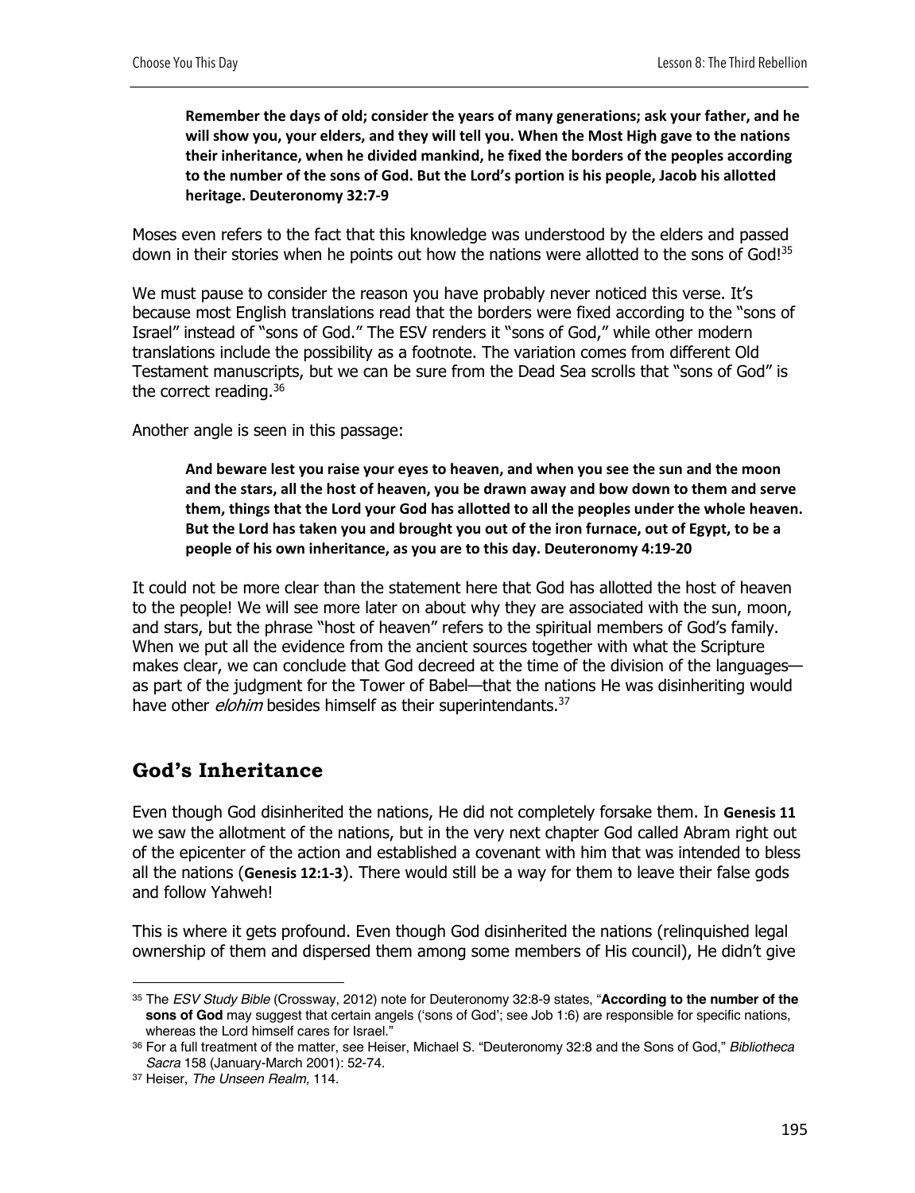> **Remember the days of old; consider the years of many generations; ask your father, and he will show you, your elders, and they will tell you. When the Most High gave to the nations their inheritance, when he divided mankind, he fixed the borders of the peoples according to the number of the sons of God. But the Lord's portion is his people, Jacob his allotted heritage. Deuteronomy 32:7-9**

Moses even refers to the fact that this knowledge was understood by the elders and passed down in their stories when he points out how the nations were allotted to the sons of God![35]

We must pause to consider the reason you have probably never noticed this verse. It's because most English translations read that the borders were fixed according to the "sons of Israel" instead of "sons of God." The ESV renders it "sons of God," while other modern translations include the possibility as a footnote. The variation comes from different Old Testament manuscripts, but we can be sure from the Dead Sea scrolls that "sons of God" is the correct reading.[36]

Another angle is seen in this passage:

> **And beware lest you raise your eyes to heaven, and when you see the sun and the moon and the stars, all the host of heaven, you be drawn away and bow down to them and serve them, things that the Lord your God has allotted to all the peoples under the whole heaven. But the Lord has taken you and brought you out of the iron furnace, out of Egypt, to be a people of his own inheritance, as you are to this day. Deuteronomy 4:19-20**

It could not be more clear than the statement here that God has allotted the host of heaven to the people! We will see more later on about why they are associated with the sun, moon, and stars, but the phrase "host of heaven" refers to the spiritual members of God's family. When we put all the evidence from the ancient sources together with what the Scripture makes clear, we can conclude that God decreed at the time of the division of the languages—as part of the judgment for the Tower of Babel—that the nations He was disinheriting would have other *elohim* besides himself as their superintendants.[37]

## God's Inheritance

Even though God disinherited the nations, He did not completely forsake them. In **Genesis 11** we saw the allotment of the nations, but in the very next chapter God called Abram right out of the epicenter of the action and established a covenant with him that was intended to bless all the nations (**Genesis 12:1-3**). There would still be a way for them to leave their false gods and follow Yahweh!

This is where it gets profound. Even though God disinherited the nations (relinquished legal ownership of them and dispersed them among some members of His council), He didn't give

---

[35] The *ESV Study Bible* (Crossway, 2012) note for Deuteronomy 32:8-9 states, "**According to the number of the sons of God** may suggest that certain angels ('sons of God'; see Job 1:6) are responsible for specific nations, whereas the Lord himself cares for Israel."

[36] For a full treatment of the matter, see Heiser, Michael S. "Deuteronomy 32:8 and the Sons of God," *Bibliotheca Sacra* 158 (January-March 2001): 52-74.

[37] Heiser, *The Unseen Realm,* 114.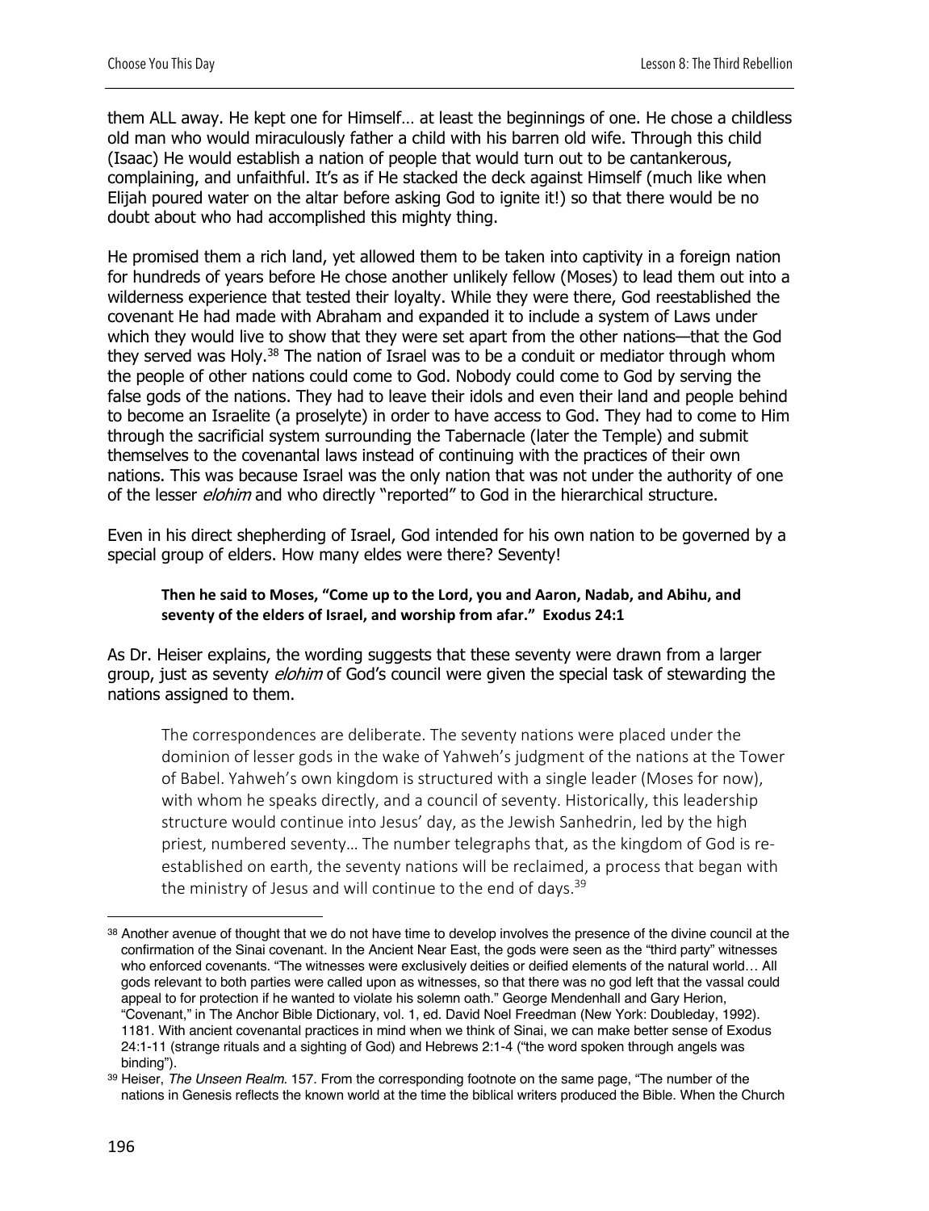them ALL away. He kept one for Himself… at least the beginnings of one. He chose a childless old man who would miraculously father a child with his barren old wife. Through this child (Isaac) He would establish a nation of people that would turn out to be cantankerous, complaining, and unfaithful. It's as if He stacked the deck against Himself (much like when Elijah poured water on the altar before asking God to ignite it!) so that there would be no doubt about who had accomplished this mighty thing.

He promised them a rich land, yet allowed them to be taken into captivity in a foreign nation for hundreds of years before He chose another unlikely fellow (Moses) to lead them out into a wilderness experience that tested their loyalty. While they were there, God reestablished the covenant He had made with Abraham and expanded it to include a system of Laws under which they would live to show that they were set apart from the other nations—that the God they served was Holy.[38] The nation of Israel was to be a conduit or mediator through whom the people of other nations could come to God. Nobody could come to God by serving the false gods of the nations. They had to leave their idols and even their land and people behind to become an Israelite (a proselyte) in order to have access to God. They had to come to Him through the sacrificial system surrounding the Tabernacle (later the Temple) and submit themselves to the covenantal laws instead of continuing with the practices of their own nations. This was because Israel was the only nation that was not under the authority of one of the lesser *elohim* and who directly "reported" to God in the hierarchical structure.

Even in his direct shepherding of Israel, God intended for his own nation to be governed by a special group of elders. How many eldes were there? Seventy!

> **Then he said to Moses, "Come up to the Lord, you and Aaron, Nadab, and Abihu, and seventy of the elders of Israel, and worship from afar." Exodus 24:1**

As Dr. Heiser explains, the wording suggests that these seventy were drawn from a larger group, just as seventy *elohim* of God's council were given the special task of stewarding the nations assigned to them.

> The correspondences are deliberate. The seventy nations were placed under the dominion of lesser gods in the wake of Yahweh's judgment of the nations at the Tower of Babel. Yahweh's own kingdom is structured with a single leader (Moses for now), with whom he speaks directly, and a council of seventy. Historically, this leadership structure would continue into Jesus' day, as the Jewish Sanhedrin, led by the high priest, numbered seventy… The number telegraphs that, as the kingdom of God is re-established on earth, the seventy nations will be reclaimed, a process that began with the ministry of Jesus and will continue to the end of days.[39]

---

[38] Another avenue of thought that we do not have time to develop involves the presence of the divine council at the confirmation of the Sinai covenant. In the Ancient Near East, the gods were seen as the "third party" witnesses who enforced covenants. "The witnesses were exclusively deities or deified elements of the natural world… All gods relevant to both parties were called upon as witnesses, so that there was no god left that the vassal could appeal to for protection if he wanted to violate his solemn oath." George Mendenhall and Gary Herion, "Covenant," in The Anchor Bible Dictionary, vol. 1, ed. David Noel Freedman (New York: Doubleday, 1992). 1181. With ancient covenantal practices in mind when we think of Sinai, we can make better sense of Exodus 24:1-11 (strange rituals and a sighting of God) and Hebrews 2:1-4 ("the word spoken through angels was binding").

[39] Heiser, *The Unseen Realm.* 157. From the corresponding footnote on the same page, "The number of the nations in Genesis reflects the known world at the time the biblical writers produced the Bible. When the Church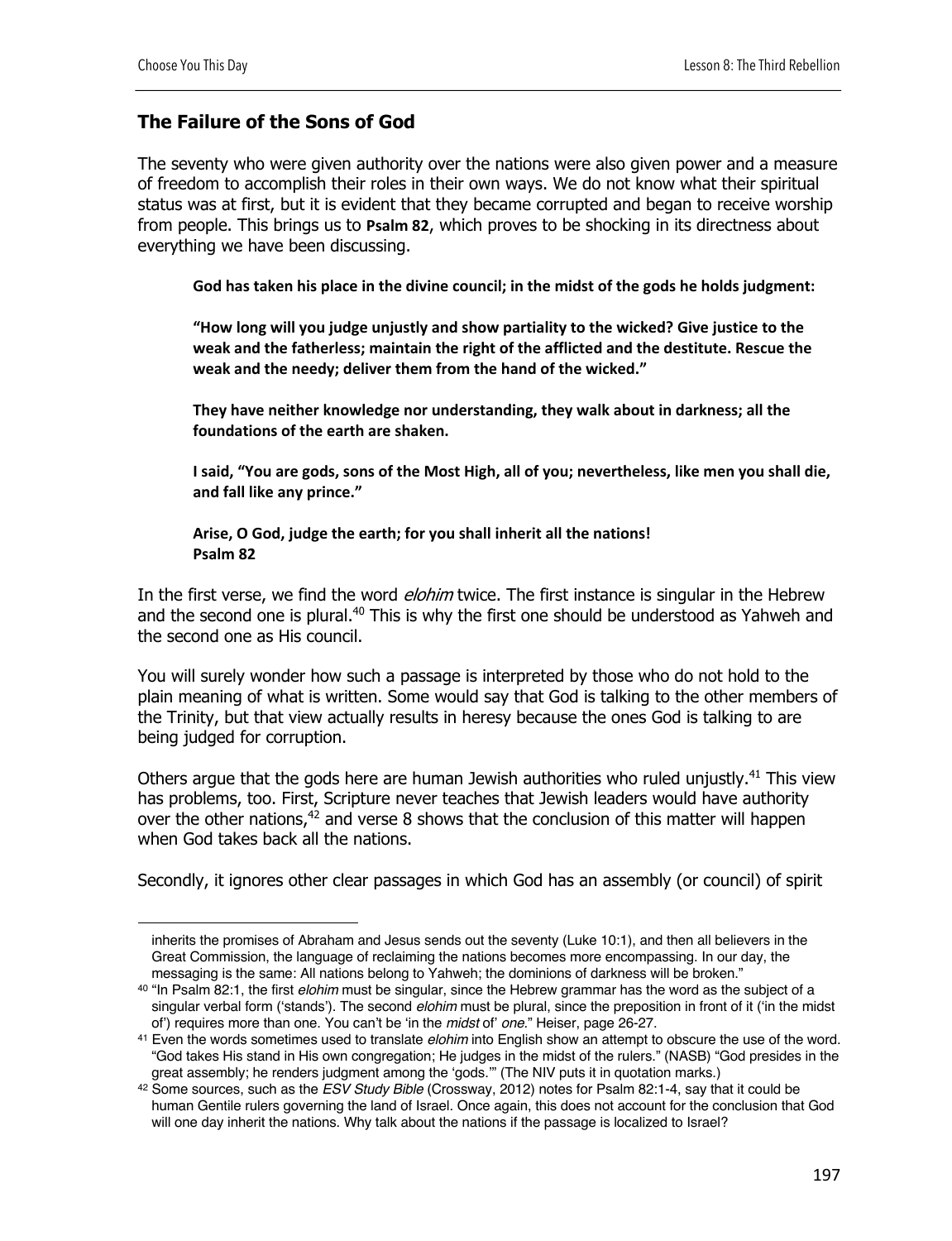## The Failure of the Sons of God

The seventy who were given authority over the nations were also given power and a measure of freedom to accomplish their roles in their own ways. We do not know what their spiritual status was at first, but it is evident that they became corrupted and began to receive worship from people. This brings us to **Psalm 82**, which proves to be shocking in its directness about everything we have been discussing.

> **God has taken his place in the divine council; in the midst of the gods he holds judgment:**
>
> **"How long will you judge unjustly and show partiality to the wicked? Give justice to the weak and the fatherless; maintain the right of the afflicted and the destitute. Rescue the weak and the needy; deliver them from the hand of the wicked."**
>
> **They have neither knowledge nor understanding, they walk about in darkness; all the foundations of the earth are shaken.**
>
> **I said, "You are gods, sons of the Most High, all of you; nevertheless, like men you shall die, and fall like any prince."**
>
> **Arise, O God, judge the earth; for you shall inherit all the nations!**
> **Psalm 82**

In the first verse, we find the word *elohim* twice. The first instance is singular in the Hebrew and the second one is plural.[40] This is why the first one should be understood as Yahweh and the second one as His council.

You will surely wonder how such a passage is interpreted by those who do not hold to the plain meaning of what is written. Some would say that God is talking to the other members of the Trinity, but that view actually results in heresy because the ones God is talking to are being judged for corruption.

Others argue that the gods here are human Jewish authorities who ruled unjustly.[41] This view has problems, too. First, Scripture never teaches that Jewish leaders would have authority over the other nations,[42] and verse 8 shows that the conclusion of this matter will happen when God takes back all the nations.

Secondly, it ignores other clear passages in which God has an assembly (or council) of spirit

---

inherits the promises of Abraham and Jesus sends out the seventy (Luke 10:1), and then all believers in the Great Commission, the language of reclaiming the nations becomes more encompassing. In our day, the messaging is the same: All nations belong to Yahweh; the dominions of darkness will be broken."

[40] "In Psalm 82:1, the first *elohim* must be singular, since the Hebrew grammar has the word as the subject of a singular verbal form ('stands'). The second *elohim* must be plural, since the preposition in front of it ('in the midst of') requires more than one. You can't be 'in the *midst* of' *one*." Heiser, page 26-27.

[41] Even the words sometimes used to translate *elohim* into English show an attempt to obscure the use of the word. "God takes His stand in His own congregation; He judges in the midst of the rulers." (NASB) "God presides in the great assembly; he renders judgment among the 'gods.'" (The NIV puts it in quotation marks.)

[42] Some sources, such as the *ESV Study Bible* (Crossway, 2012) notes for Psalm 82:1-4, say that it could be human Gentile rulers governing the land of Israel. Once again, this does not account for the conclusion that God will one day inherit the nations. Why talk about the nations if the passage is localized to Israel?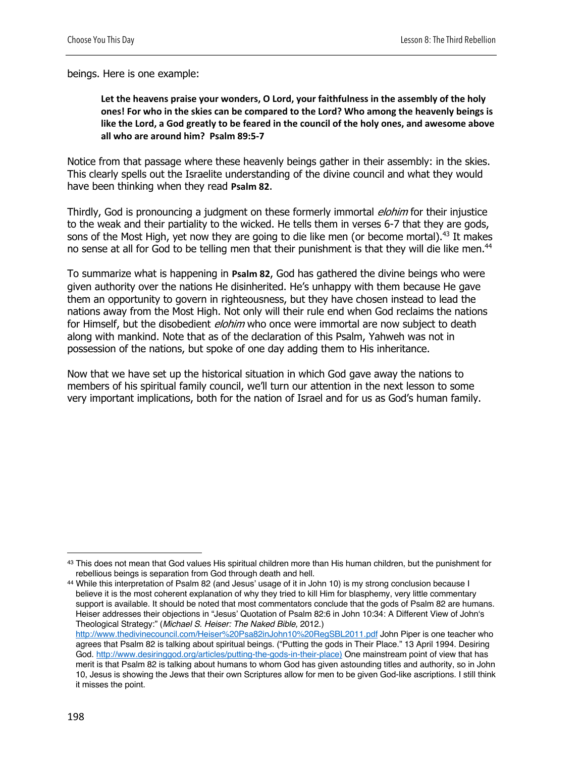beings. Here is one example:

> **Let the heavens praise your wonders, O Lord, your faithfulness in the assembly of the holy ones! For who in the skies can be compared to the Lord? Who among the heavenly beings is like the Lord, a God greatly to be feared in the council of the holy ones, and awesome above all who are around him? Psalm 89:5-7**

Notice from that passage where these heavenly beings gather in their assembly: in the skies. This clearly spells out the Israelite understanding of the divine council and what they would have been thinking when they read **Psalm 82**.

Thirdly, God is pronouncing a judgment on these formerly immortal *elohim* for their injustice to the weak and their partiality to the wicked. He tells them in verses 6-7 that they are gods, sons of the Most High, yet now they are going to die like men (or become mortal).[43] It makes no sense at all for God to be telling men that their punishment is that they will die like men.[44]

To summarize what is happening in **Psalm 82**, God has gathered the divine beings who were given authority over the nations He disinherited. He's unhappy with them because He gave them an opportunity to govern in righteousness, but they have chosen instead to lead the nations away from the Most High. Not only will their rule end when God reclaims the nations for Himself, but the disobedient *elohim* who once were immortal are now subject to death along with mankind. Note that as of the declaration of this Psalm, Yahweh was not in possession of the nations, but spoke of one day adding them to His inheritance.

Now that we have set up the historical situation in which God gave away the nations to members of his spiritual family council, we'll turn our attention in the next lesson to some very important implications, both for the nation of Israel and for us as God's human family.

---

[43] This does not mean that God values His spiritual children more than His human children, but the punishment for rebellious beings is separation from God through death and hell.

[44] While this interpretation of Psalm 82 (and Jesus' usage of it in John 10) is my strong conclusion because I believe it is the most coherent explanation of why they tried to kill Him for blasphemy, very little commentary support is available. It should be noted that most commentators conclude that the gods of Psalm 82 are humans. Heiser addresses their objections in "Jesus' Quotation of Psalm 82:6 in John 10:34: A Different View of John's Theological Strategy:" (*Michael S. Heiser: The Naked Bible,* 2012.) http://www.thedivinecouncil.com/Heiser%20Psa82inJohn10%20RegSBL2011.pdf John Piper is one teacher who agrees that Psalm 82 is talking about spiritual beings. ("Putting the gods in Their Place." 13 April 1994. Desiring God. http://www.desiringgod.org/articles/putting-the-gods-in-their-place) One mainstream point of view that has merit is that Psalm 82 is talking about humans to whom God has given astounding titles and authority, so in John 10, Jesus is showing the Jews that their own Scriptures allow for men to be given God-like ascriptions. I still think it misses the point.